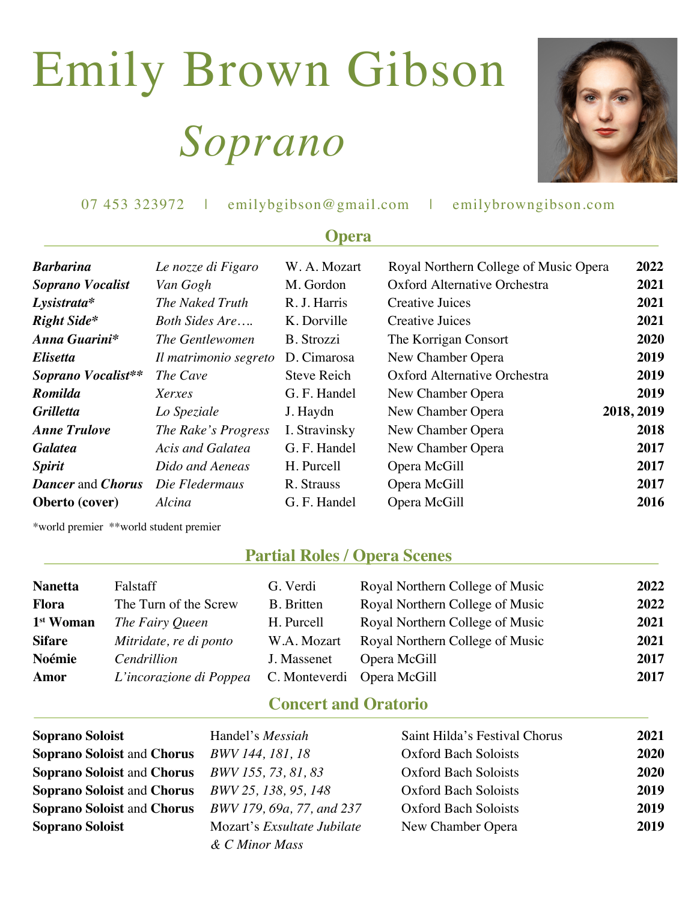# Emily Brown Gibson

## *Soprano*

07 453 323972 | emilybgibson@gmail.com | emilybrowngibson.com

## Opera

| | | | | |
|---|---|---|---|---|
| ***Barbarina*** | *Le nozze di Figaro* | W. A. Mozart | Royal Northern College of Music Opera | **2022** |
| ***Soprano Vocalist*** | *Van Gogh* | M. Gordon | Oxford Alternative Orchestra | **2021** |
| ***Lysistrata**** | *The Naked Truth* | R. J. Harris | Creative Juices | **2021** |
| ***Right Side**** | *Both Sides Are….* | K. Dorville | Creative Juices | **2021** |
| ***Anna Guarini**** | *The Gentlewomen* | B. Strozzi | The Korrigan Consort | **2020** |
| ***Elisetta*** | *Il matrimonio segreto* | D. Cimarosa | New Chamber Opera | **2019** |
| ***Soprano Vocalist***** | *The Cave* | Steve Reich | Oxford Alternative Orchestra | **2019** |
| ***Romilda*** | *Xerxes* | G. F. Handel | New Chamber Opera | **2019** |
| ***Grilletta*** | *Lo Speziale* | J. Haydn | New Chamber Opera | **2018, 2019** |
| ***Anne Trulove*** | *The Rake's Progress* | I. Stravinsky | New Chamber Opera | **2018** |
| ***Galatea*** | *Acis and Galatea* | G. F. Handel | New Chamber Opera | **2017** |
| ***Spirit*** | *Dido and Aeneas* | H. Purcell | Opera McGill | **2017** |
| ***Dancer*** and ***Chorus*** | *Die Fledermaus* | R. Strauss | Opera McGill | **2017** |
| **Oberto (cover)** | *Alcina* | G. F. Handel | Opera McGill | **2016** |

*world premier **world student premier

## Partial Roles / Opera Scenes

| | | | | |
|---|---|---|---|---|
| **Nanetta** | Falstaff | G. Verdi | Royal Northern College of Music | **2022** |
| **Flora** | The Turn of the Screw | B. Britten | Royal Northern College of Music | **2022** |
| **1st Woman** | *The Fairy Queen* | H. Purcell | Royal Northern College of Music | **2021** |
| **Sifare** | *Mitridate, re di ponto* | W.A. Mozart | Royal Northern College of Music | **2021** |
| **Noémie** | *Cendrillion* | J. Massenet | Opera McGill | **2017** |
| **Amor** | *L'incorazione di Poppea* | C. Monteverdi | Opera McGill | **2017** |

## Concert and Oratorio

| | | | |
|---|---|---|---|
| **Soprano Soloist** | Handel's *Messiah* | Saint Hilda's Festival Chorus | **2021** |
| **Soprano Soloist** and **Chorus** | *BWV 144, 181, 18* | Oxford Bach Soloists | **2020** |
| **Soprano Soloist** and **Chorus** | *BWV 155, 73, 81, 83* | Oxford Bach Soloists | **2020** |
| **Soprano Soloist** and **Chorus** | *BWV 25, 138, 95, 148* | Oxford Bach Soloists | **2019** |
| **Soprano Soloist** and **Chorus** | *BWV 179, 69a, 77, and 237* | Oxford Bach Soloists | **2019** |
| **Soprano Soloist** | Mozart's *Exsultate Jubilate & C Minor Mass* | New Chamber Opera | **2019** |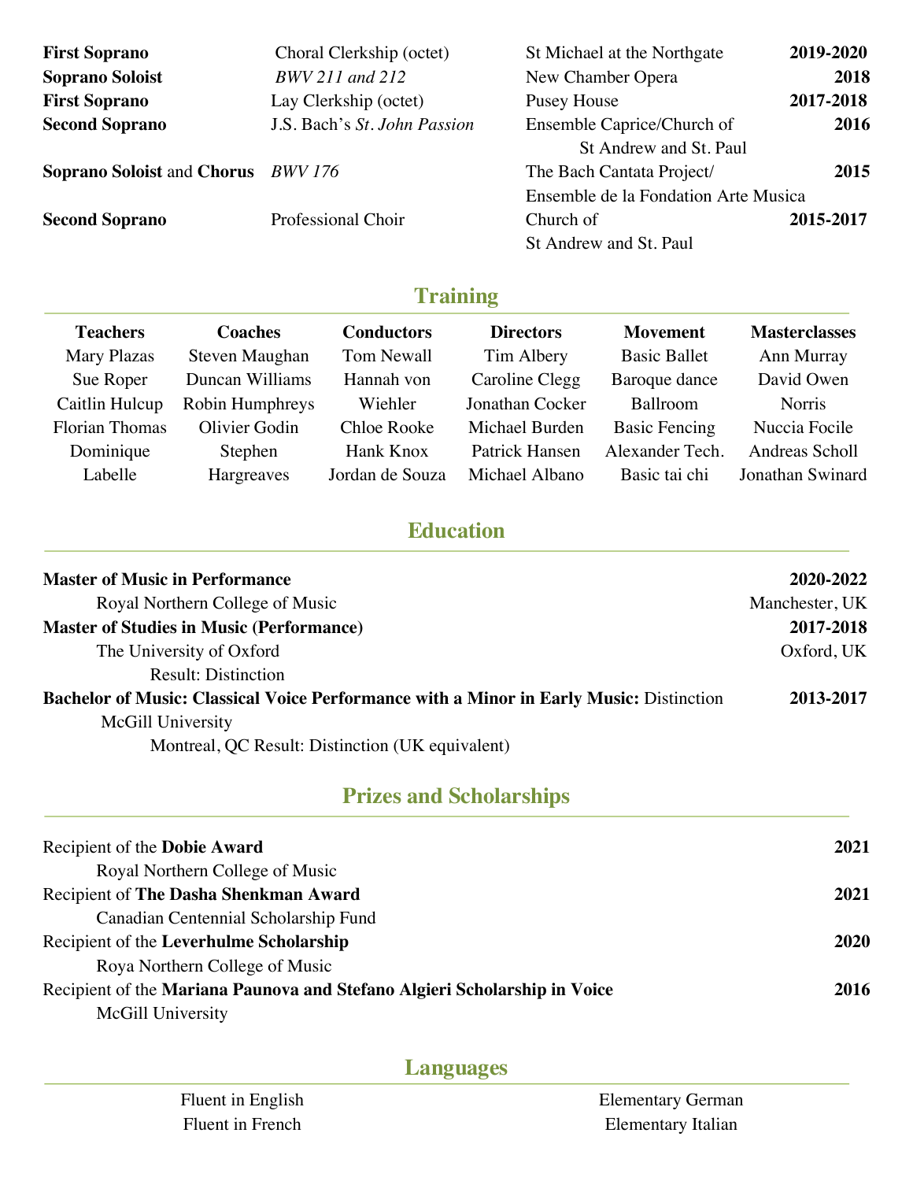| | | | |
|---|---|---|---|
| **First Soprano** | Choral Clerkship (octet) | St Michael at the Northgate | **2019-2020** |
| **Soprano Soloist** | *BWV 211 and 212* | New Chamber Opera | **2018** |
| **First Soprano** | Lay Clerkship (octet) | Pusey House | **2017-2018** |
| **Second Soprano** | J.S. Bach's *St. John Passion* | Ensemble Caprice/Church of St Andrew and St. Paul | **2016** |
| **Soprano Soloist** and **Chorus** | *BWV 176* | The Bach Cantata Project/ Ensemble de la Fondation Arte Musica | **2015** |
| **Second Soprano** | Professional Choir | Church of St Andrew and St. Paul | **2015-2017** |

## Training

| Teachers | Coaches | Conductors | Directors | Movement | Masterclasses |
|---|---|---|---|---|---|
| Mary Plazas | Steven Maughan | Tom Newall | Tim Albery | Basic Ballet | Ann Murray |
| Sue Roper | Duncan Williams | Hannah von Wiehler | Caroline Clegg | Baroque dance | David Owen Norris |
| Caitlin Hulcup | Robin Humphreys | Chloe Rooke | Jonathan Cocker | Ballroom | Nuccia Focile |
| Florian Thomas | Olivier Godin | Hank Knox | Michael Burden | Basic Fencing | Andreas Scholl |
| Dominique Labelle | Stephen Hargreaves | Jordan de Souza | Patrick Hansen | Alexander Tech. | Jonathan Swinard |
| | | | Michael Albano | Basic tai chi | |

## Education

**Master of Music in Performance** — **2020-2022**
Royal Northern College of Music — Manchester, UK

**Master of Studies in Music (Performance)** — **2017-2018**
The University of Oxford — Oxford, UK
Result: Distinction

**Bachelor of Music: Classical Voice Performance with a Minor in Early Music:** Distinction — **2013-2017**
McGill University
Montreal, QC Result: Distinction (UK equivalent)

## Prizes and Scholarships

Recipient of the **Dobie Award** — **2021**
Royal Northern College of Music

Recipient of **The Dasha Shenkman Award** — **2021**
Canadian Centennial Scholarship Fund

Recipient of the **Leverhulme Scholarship** — **2020**
Roya Northern College of Music

Recipient of the **Mariana Paunova and Stefano Algieri Scholarship in Voice** — **2016**
McGill University

## Languages

Fluent in English
Fluent in French
Elementary German
Elementary Italian